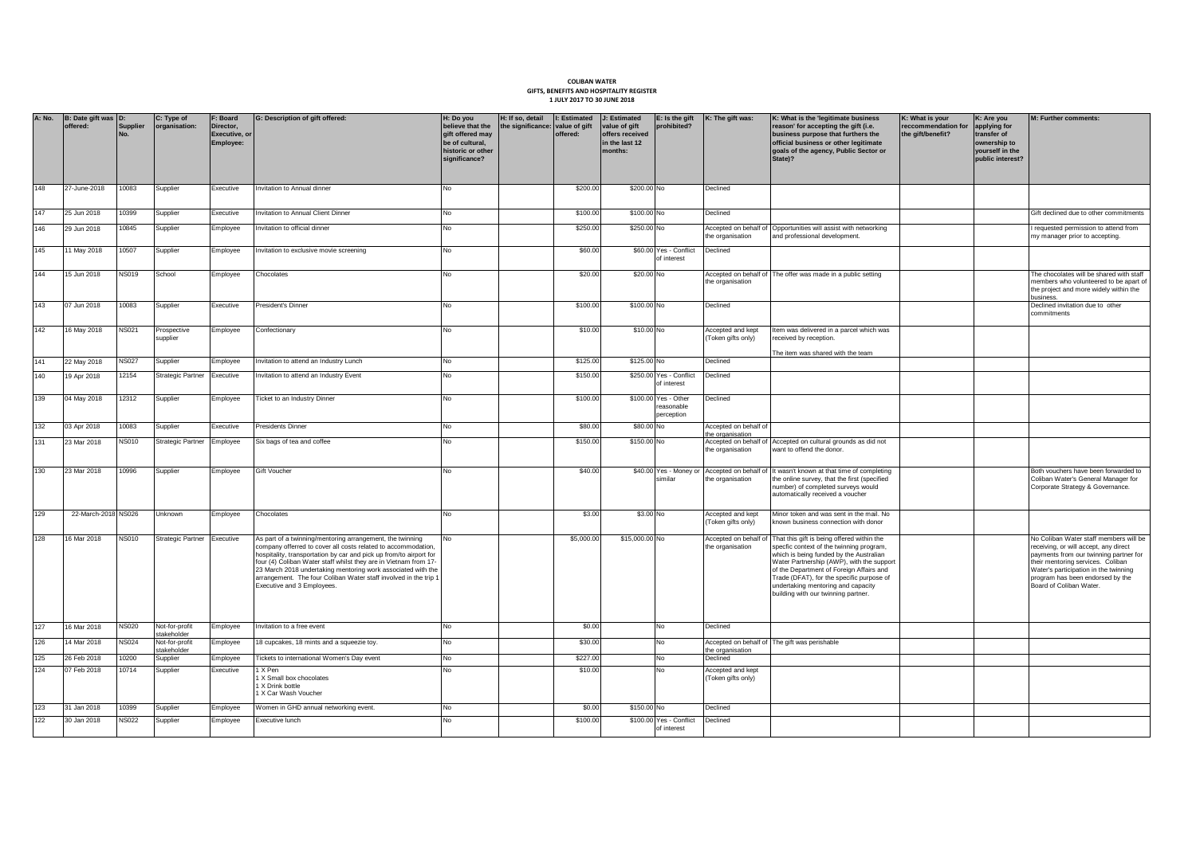# COLIBAN WATER
## GIFTS, BENEFITS AND HOSPITALITY REGISTER
### 1 JULY 2017 TO 30 JUNE 2018

| A: No. | B: Date gift was offered: | D: Supplier No. | C: Type of organisation: | F: Board Director, Executive, or Employee: | G: Description of gift offered: | H: Do you believe that the gift offered may be of cultural, historic or other significance? | H: If so, detail the significance: | I: Estimated value of gift offered: | J: Estimated value of gift offers received in the last 12 months: | E: Is the gift prohibited? | K: The gift was: | K: What is the 'legitimate business reason' for accepting the gift (i.e. business purpose that furthers the official business or other legitimate goals of the agency, Public Sector or State)? | K: What is your reccommendation for the gift/benefit? | K: Are you applying for transfer of ownership to yourself in the public interest? | M: Further comments: |
|---|---|---|---|---|---|---|---|---|---|---|---|---|---|---|---|
| 148 | 27-June-2018 | 10083 | Supplier | Executive | Invitation to Annual dinner | No | | $200.00 | $200.00 | No | Declined | | | | |
| 147 | 25 Jun 2018 | 10399 | Supplier | Executive | Invitation to Annual Client Dinner | No | | $100.00 | $100.00 | No | Declined | | | | Gift declined due to other commitments |
| 146 | 29 Jun 2018 | 10845 | Supplier | Employee | Invitation to official dinner | No | | $250.00 | $250.00 | No | Accepted on behalf of the organisation | Opportunities will assist with networking and professional development. | | | I requested permission to attend from my manager prior to accepting. |
| 145 | 11 May 2018 | 10507 | Supplier | Employee | Invitation to exclusive movie screening | No | | $60.00 | $60.00 | Yes - Conflict of interest | Declined | | | | |
| 144 | 15 Jun 2018 | NS019 | School | Employee | Chocolates | No | | $20.00 | $20.00 | No | Accepted on behalf of the organisation | The offer was made in a public setting | | | The chocolates will be shared with staff members who volunteered to be apart of the project and more widely within the business. |
| 143 | 07 Jun 2018 | 10083 | Supplier | Executive | President's Dinner | No | | $100.00 | $100.00 | No | Declined | | | | Declined invitation due to other commitments |
| 142 | 16 May 2018 | NS021 | Prospective supplier | Employee | Confectionary | No | | $10.00 | $10.00 | No | Accepted and kept (Token gifts only) | Item was delivered in a parcel which was received by reception. The item was shared with the team | | | |
| 141 | 22 May 2018 | NS027 | Supplier | Employee | Invitation to attend an Industry Lunch | No | | $125.00 | $125.00 | No | Declined | | | | |
| 140 | 19 Apr 2018 | 12154 | Strategic Partner | Executive | Invitation to attend an Industry Event | No | | $150.00 | $250.00 | Yes - Conflict of interest | Declined | | | | |
| 139 | 04 May 2018 | 12312 | Supplier | Employee | Ticket to an Industry Dinner | No | | $100.00 | $100.00 | Yes - Other reasonable perception | Declined | | | | |
| 132 | 03 Apr 2018 | 10083 | Supplier | Executive | Presidents Dinner | No | | $80.00 | $80.00 | No | Accepted on behalf of the organisation | | | | |
| 131 | 23 Mar 2018 | NS010 | Strategic Partner | Employee | Six bags of tea and coffee | No | | $150.00 | $150.00 | No | Accepted on behalf of the organisation | Accepted on cultural grounds as did not want to offend the donor. | | | |
| 130 | 23 Mar 2018 | 10996 | Supplier | Employee | Gift Voucher | No | | $40.00 | $40.00 | Yes - Money or similar | Accepted on behalf of the organisation | It wasn't known at that time of completing the online survey, that the first (specified number) of completed surveys would automatically received a voucher | | | Both vouchers have been forwarded to Coliban Water's General Manager for Corporate Strategy & Governance. |
| 129 | 22-March-2018 | NS026 | Unknown | Employee | Chocolates | No | | $3.00 | $3.00 | No | Accepted and kept (Token gifts only) | Minor token and was sent in the mail. No known business connection with donor | | | |
| 128 | 16 Mar 2018 | NS010 | Strategic Partner | Executive | As part of a twinning/mentoring arrangement, the twinning company offerred to cover all costs related to accommodation, hospitality, transportation by car and pick up from/to airport for four (4) Coliban Water staff whilst they are in Vietnam from 17-23 March 2018 undertaking mentoring work associated with the arrangement. The four Coliban Water staff involved in the trip 1 Executive and 3 Employees. | No | | $5,000.00 | $15,000.00 | No | Accepted on behalf of the organisation | That this gift is being offered within the specfic context of the twinning program, which is being funded by the Australian Water Partnership (AWP), with the support of the Department of Foreign Affairs and Trade (DFAT), for the specific purpose of undertaking mentoring and capacity building with our twinning partner. | | | No Coliban Water staff members will be receiving, or will accept, any direct payments from our twinning partner for their mentoring services. Coliban Water's participation in the twinning program has been endorsed by the Board of Coliban Water. |
| 127 | 16 Mar 2018 | NS020 | Not-for-profit stakeholder | Employee | Invitation to a free event | No | | $0.00 | | No | Declined | | | | |
| 126 | 14 Mar 2018 | NS024 | Not-for-profit stakeholder | Employee | 18 cupcakes, 18 mints and a squeezie toy. | No | | $30.00 | | No | Accepted on behalf of the organisation | The gift was perishable | | | |
| 125 | 26 Feb 2018 | 10200 | Supplier | Employee | Tickets to international Women's Day event | No | | $227.00 | | No | Declined | | | | |
| 124 | 07 Feb 2018 | 10714 | Supplier | Executive | 1 X Pen<br>1 X Small box chocolates<br>1 X Drink bottle<br>1 X Car Wash Voucher | No | | $10.00 | | No | Accepted and kept (Token gifts only) | | | | |
| 123 | 31 Jan 2018 | 10399 | Supplier | Employee | Women in GHD annual networking event. | No | | $0.00 | $150.00 | No | Declined | | | | |
| 122 | 30 Jan 2018 | NS022 | Supplier | Employee | Executive lunch | No | | $100.00 | $100.00 | Yes - Conflict of interest | Declined | | | | |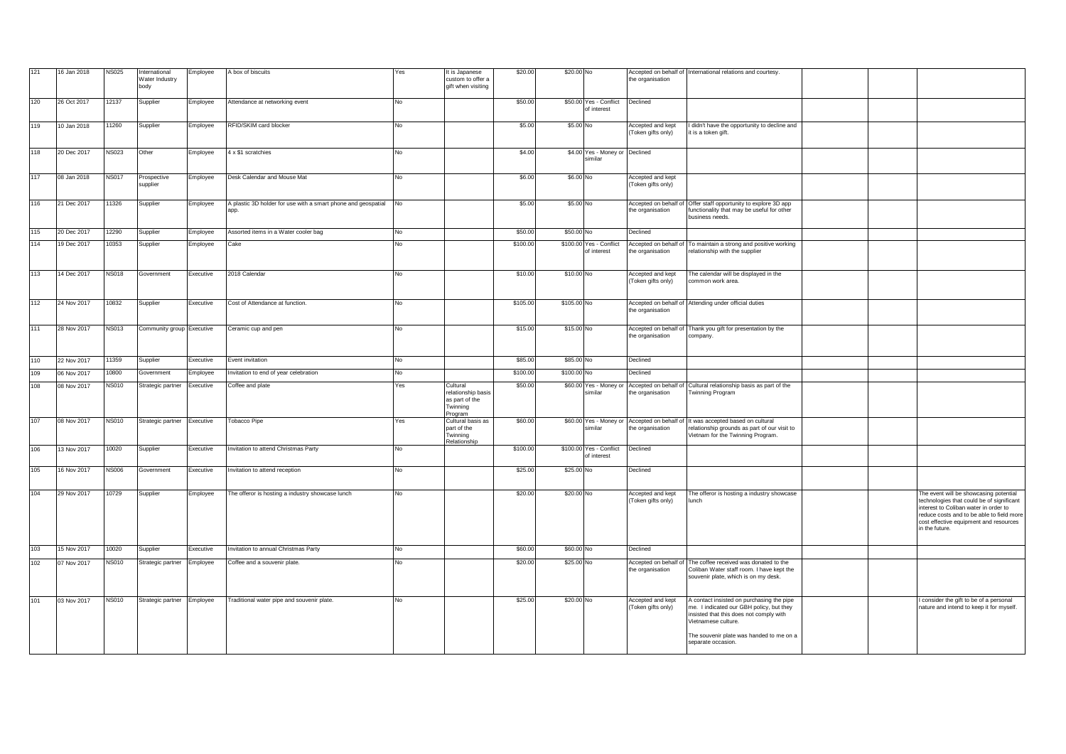| | | | | | | | | | | | | | | | |
|---|---|---|---|---|---|---|---|---|---|---|---|---|---|---|---|
| 121 | 16 Jan 2018 | NS025 | International Water Industry body | Employee | A box of biscuits | Yes | It is Japanese custom to offer a gift when visiting | $20.00 | $20.00 | No | Accepted on behalf of the organisation | International relations and courtesy. | | | |
| 120 | 26 Oct 2017 | 12137 | Supplier | Employee | Attendance at networking event | No | | $50.00 | $50.00 | Yes - Conflict of interest | Declined | | | | |
| 119 | 10 Jan 2018 | 11260 | Supplier | Employee | RFID/SKIM card blocker | No | | $5.00 | $5.00 | No | Accepted and kept (Token gifts only) | I didn't have the opportunity to decline and it is a token gift. | | | |
| 118 | 20 Dec 2017 | NS023 | Other | Employee | 4 x $1 scratchies | No | | $4.00 | $4.00 | Yes - Money or similar | Declined | | | | |
| 117 | 08 Jan 2018 | NS017 | Prospective supplier | Employee | Desk Calendar and Mouse Mat | No | | $6.00 | $6.00 | No | Accepted and kept (Token gifts only) | | | | |
| 116 | 21 Dec 2017 | 11326 | Supplier | Employee | A plastic 3D holder for use with a smart phone and geospatial app. | No | | $5.00 | $5.00 | No | Accepted on behalf of the organisation | Offer staff opportunity to explore 3D app functionality that may be useful for other business needs. | | | |
| 115 | 20 Dec 2017 | 12290 | Supplier | Employee | Assorted items in a Water cooler bag | No | | $50.00 | $50.00 | No | Declined | | | | |
| 114 | 19 Dec 2017 | 10353 | Supplier | Employee | Cake | No | | $100.00 | $100.00 | Yes - Conflict of interest | Accepted on behalf of the organisation | To maintain a strong and positive working relationship with the supplier | | | |
| 113 | 14 Dec 2017 | NS018 | Government | Executive | 2018 Calendar | No | | $10.00 | $10.00 | No | Accepted and kept (Token gifts only) | The calendar will be displayed in the common work area. | | | |
| 112 | 24 Nov 2017 | 10832 | Supplier | Executive | Cost of Attendance at function. | No | | $105.00 | $105.00 | No | Accepted on behalf of the organisation | Attending under official duties | | | |
| 111 | 28 Nov 2017 | NS013 | Community group | Executive | Ceramic cup and pen | No | | $15.00 | $15.00 | No | Accepted on behalf of the organisation | Thank you gift for presentation by the company. | | | |
| 110 | 22 Nov 2017 | 11359 | Supplier | Executive | Event invitation | No | | $85.00 | $85.00 | No | Declined | | | | |
| 109 | 06 Nov 2017 | 10800 | Government | Employee | Invitation to end of year celebration | No | | $100.00 | $100.00 | No | Declined | | | | |
| 108 | 08 Nov 2017 | NS010 | Strategic partner | Executive | Coffee and plate | Yes | Cultural relationship basis as part of the Twinning Program | $50.00 | $60.00 | Yes - Money or similar | Accepted on behalf of the organisation | Cultural relationship basis as part of the Twinning Program | | | |
| 107 | 08 Nov 2017 | NS010 | Strategic partner | Executive | Tobacco Pipe | Yes | Cultural basis as part of the Twinning Relationship | $60.00 | $60.00 | Yes - Money or similar | Accepted on behalf of the organisation | It was accepted based on cultural relationship grounds as part of our visit to Vietnam for the Twinning Program. | | | |
| 106 | 13 Nov 2017 | 10020 | Supplier | Executive | Invitation to attend Christmas Party | No | | $100.00 | $100.00 | Yes - Conflict of interest | Declined | | | | |
| 105 | 16 Nov 2017 | NS006 | Government | Executive | Invitation to attend reception | No | | $25.00 | $25.00 | No | Declined | | | | |
| 104 | 29 Nov 2017 | 10729 | Supplier | Employee | The offeror is hosting a industry showcase lunch | No | | $20.00 | $20.00 | No | Accepted and kept (Token gifts only) | The offeror is hosting a industry showcase lunch | | | The event will be showcasing potential technologies that could be of significant interest to Coliban water in order to reduce costs and to be able to field more cost effective equipment and resources in the future. |
| 103 | 15 Nov 2017 | 10020 | Supplier | Executive | Invitation to annual Christmas Party | No | | $60.00 | $60.00 | No | Declined | | | | |
| 102 | 07 Nov 2017 | NS010 | Strategic partner | Employee | Coffee and a souvenir plate. | No | | $20.00 | $25.00 | No | Accepted on behalf of the organisation | The coffee received was donated to the Coliban Water staff room. I have kept the souvenir plate, which is on my desk. | | | |
| 101 | 03 Nov 2017 | NS010 | Strategic partner | Employee | Traditional water pipe and souvenir plate. | No | | $25.00 | $20.00 | No | Accepted and kept (Token gifts only) | A contact insisted on purchasing the pipe me. I indicated our GBH policy, but they insisted that this does not comply with Vietnamese culture.<br><br>The souvenir plate was handed to me on a separate occasion. | | | I consider the gift to be of a personal nature and intend to keep it for myself. |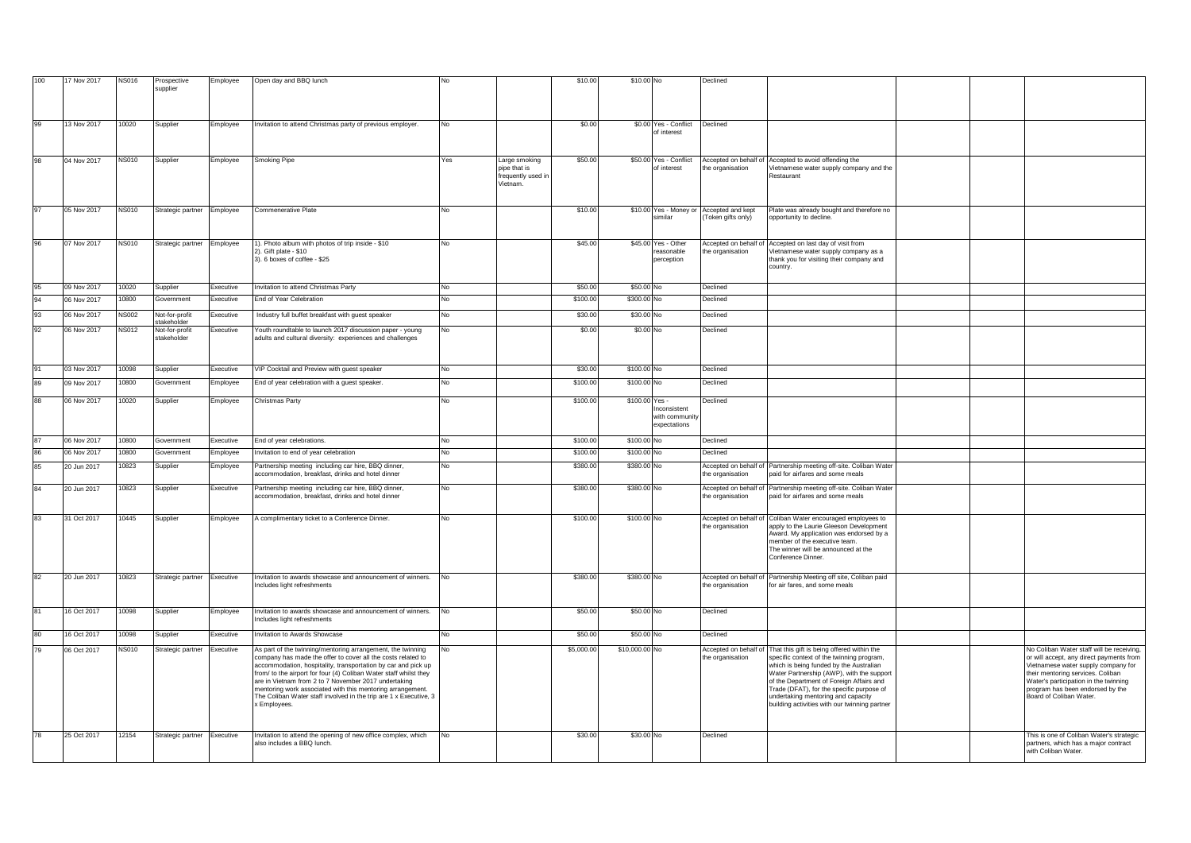| 100 | 17 Nov 2017 | NS016 | Prospective supplier | Employee | Open day and BBQ lunch | No | | $10.00 | $10.00 | No | Declined | | | | |
|---|---|---|---|---|---|---|---|---|---|---|---|---|---|---|---|
| 99 | 13 Nov 2017 | 10020 | Supplier | Employee | Invitation to attend Christmas party of previous employer. | No | | $0.00 | $0.00 | Yes - Conflict of interest | Declined | | | | |
| 98 | 04 Nov 2017 | NS010 | Supplier | Employee | Smoking Pipe | Yes | Large smoking pipe that is frequently used in Vietnam. | $50.00 | $50.00 | Yes - Conflict of interest | Accepted on behalf of the organisation | Accepted to avoid offending the Vietnamese water supply company and the Restaurant | | | |
| 97 | 05 Nov 2017 | NS010 | Strategic partner | Employee | Commenerative Plate | No | | $10.00 | $10.00 | Yes - Money or similar | Accepted and kept (Token gifts only) | Plate was already bought and therefore no opportunity to decline. | | | |
| 96 | 07 Nov 2017 | NS010 | Strategic partner | Employee | 1). Photo album with photos of trip inside - $10<br>2). Gift plate - $10<br>3). 6 boxes of coffee - $25 | No | | $45.00 | $45.00 | Yes - Other reasonable perception | Accepted on behalf of the organisation | Accepted on last day of visit from Vietnamese water supply company as a thank you for visiting their company and country. | | | |
| 95 | 09 Nov 2017 | 10020 | Supplier | Executive | Invitation to attend Christmas Party | No | | $50.00 | $50.00 | No | Declined | | | | |
| 94 | 06 Nov 2017 | 10800 | Government | Executive | End of Year Celebration | No | | $100.00 | $300.00 | No | Declined | | | | |
| 93 | 06 Nov 2017 | NS002 | Not-for-profit stakeholder | Executive | Industry full buffet breakfast with guest speaker | No | | $30.00 | $30.00 | No | Declined | | | | |
| 92 | 06 Nov 2017 | NS012 | Not-for-profit stakeholder | Executive | Youth roundtable to launch 2017 discussion paper - young adults and cultural diversity: experiences and challenges | No | | $0.00 | $0.00 | No | Declined | | | | |
| 91 | 03 Nov 2017 | 10098 | Supplier | Executive | VIP Cocktail and Preview with guest speaker | No | | $30.00 | $100.00 | No | Declined | | | | |
| 89 | 09 Nov 2017 | 10800 | Government | Employee | End of year celebration with a guest speaker. | No | | $100.00 | $100.00 | No | Declined | | | | |
| 88 | 06 Nov 2017 | 10020 | Supplier | Employee | Christmas Party | No | | $100.00 | $100.00 | Yes - Inconsistent with community expectations | Declined | | | | |
| 87 | 06 Nov 2017 | 10800 | Government | Executive | End of year celebrations. | No | | $100.00 | $100.00 | No | Declined | | | | |
| 86 | 06 Nov 2017 | 10800 | Government | Employee | Invitation to end of year celebration | No | | $100.00 | $100.00 | No | Declined | | | | |
| 85 | 20 Jun 2017 | 10823 | Supplier | Employee | Partnership meeting including car hire, BBQ dinner, accommodation, breakfast, drinks and hotel dinner | No | | $380.00 | $380.00 | No | Accepted on behalf of the organisation | Partnership meeting off-site. Coliban Water paid for airfares and some meals | | | |
| 84 | 20 Jun 2017 | 10823 | Supplier | Executive | Partnership meeting including car hire, BBQ dinner, accommodation, breakfast, drinks and hotel dinner | No | | $380.00 | $380.00 | No | Accepted on behalf of the organisation | Partnership meeting off-site. Coliban Water paid for airfares and some meals | | | |
| 83 | 31 Oct 2017 | 10445 | Supplier | Employee | A complimentary ticket to a Conference Dinner. | No | | $100.00 | $100.00 | No | Accepted on behalf of the organisation | Coliban Water encouraged employees to apply to the Laurie Gleeson Development Award. My application was endorsed by a member of the executive team. The winner will be announced at the Conference Dinner. | | | |
| 82 | 20 Jun 2017 | 10823 | Strategic partner | Executive | Invitation to awards showcase and announcement of winners. Includes light refreshments | No | | $380.00 | $380.00 | No | Accepted on behalf of the organisation | Partnership Meeting off site, Coliban paid for air fares, and some meals | | | |
| 81 | 16 Oct 2017 | 10098 | Supplier | Employee | Invitation to awards showcase and announcement of winners. Includes light refreshments | No | | $50.00 | $50.00 | No | Declined | | | | |
| 80 | 16 Oct 2017 | 10098 | Supplier | Executive | Invitation to Awards Showcase | No | | $50.00 | $50.00 | No | Declined | | | | |
| 79 | 06 Oct 2017 | NS010 | Strategic partner | Executive | As part of the twinning/mentoring arrangement, the twinning company has made the offer to cover all the costs related to accommodation, hospitality, transportation by car and pick up from/ to the airport for four (4) Coliban Water staff whilst they are in Vietnam from 2 to 7 November 2017 undertaking mentoring work associated with this mentoring arrangement. The Coliban Water staff involved in the trip are 1 x Executive, 3 x Employees. | No | | $5,000.00 | $10,000.00 | No | Accepted on behalf of the organisation | That this gift is being offered within the specific context of the twinning program, which is being funded by the Australian Water Partnership (AWP), with the support of the Department of Foreign Affairs and Trade (DFAT), for the specific purpose of undertaking mentoring and capacity building activities with our twinning partner | | | No Coliban Water staff will be receiving, or will accept, any direct payments from Vietnamese water supply company for their mentoring services. Coliban Water's participation in the twinning program has been endorsed by the Board of Coliban Water. |
| 78 | 25 Oct 2017 | 12154 | Strategic partner | Executive | Invitation to attend the opening of new office complex, which also includes a BBQ lunch. | No | | $30.00 | $30.00 | No | Declined | | | | This is one of Coliban Water's strategic partners, which has a major contract with Coliban Water. |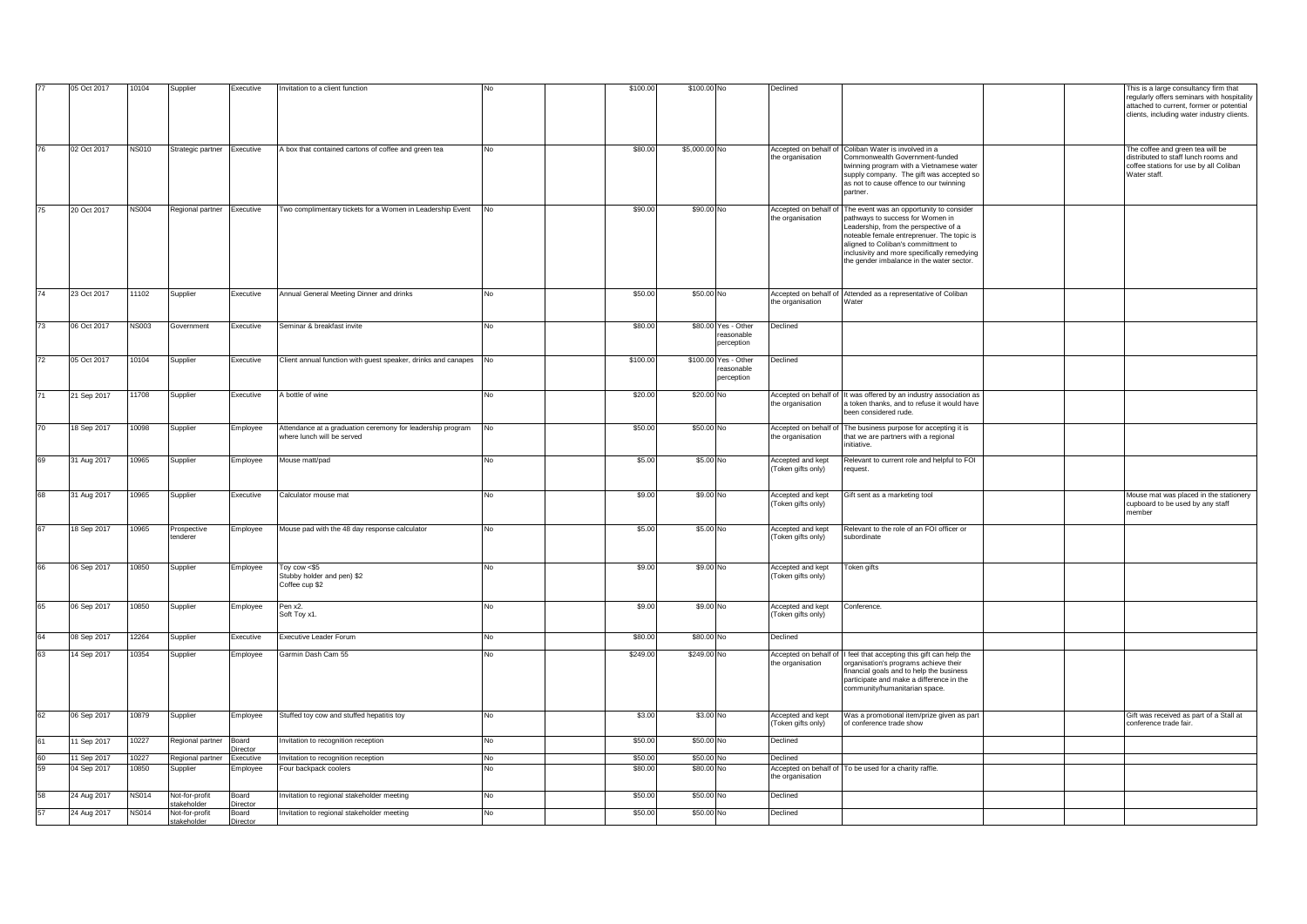| 77 | 05 Oct 2017 | 10104 | Supplier | Executive | Invitation to a client function | No | | $100.00 | $100.00 | No | Declined | | | | This is a large consultancy firm that regularly offers seminars with hospitality attached to current, former or potential clients, including water industry clients. |
|---|---|---|---|---|---|---|---|---|---|---|---|---|---|---|---|
| 76 | 02 Oct 2017 | NS010 | Strategic partner | Executive | A box that contained cartons of coffee and green tea | No | | $80.00 | $5,000.00 | No | Accepted on behalf of the organisation | Coliban Water is involved in a Commonwealth Government-funded twinning program with a Vietnamese water supply company. The gift was accepted so as not to cause offence to our twinning partner. | | | The coffee and green tea will be distributed to staff lunch rooms and coffee stations for use by all Coliban Water staff. |
| 75 | 20 Oct 2017 | NS004 | Regional partner | Executive | Two complimentary tickets for a Women in Leadership Event | No | | $90.00 | $90.00 | No | Accepted on behalf of the organisation | The event was an opportunity to consider pathways to success for Women in Leadership, from the perspective of a noteable female entreprenuer. The topic is aligned to Coliban's committment to inclusivity and more specifically remedying the gender imbalance in the water sector. | | | |
| 74 | 23 Oct 2017 | 11102 | Supplier | Executive | Annual General Meeting Dinner and drinks | No | | $50.00 | $50.00 | No | Accepted on behalf of the organisation | Attended as a representative of Coliban Water | | | |
| 73 | 06 Oct 2017 | NS003 | Government | Executive | Seminar & breakfast invite | No | | $80.00 | $80.00 | Yes - Other reasonable perception | Declined | | | | |
| 72 | 05 Oct 2017 | 10104 | Supplier | Executive | Client annual function with guest speaker, drinks and canapes | No | | $100.00 | $100.00 | Yes - Other reasonable perception | Declined | | | | |
| 71 | 21 Sep 2017 | 11708 | Supplier | Executive | A bottle of wine | No | | $20.00 | $20.00 | No | Accepted on behalf of the organisation | It was offered by an industry association as a token thanks, and to refuse it would have been considered rude. | | | |
| 70 | 18 Sep 2017 | 10098 | Supplier | Employee | Attendance at a graduation ceremony for leadership program where lunch will be served | No | | $50.00 | $50.00 | No | Accepted on behalf of the organisation | The business purpose for accepting it is that we are partners with a regional initiative. | | | |
| 69 | 31 Aug 2017 | 10965 | Supplier | Employee | Mouse matt/pad | No | | $5.00 | $5.00 | No | Accepted and kept (Token gifts only) | Relevant to current role and helpful to FOI request. | | | |
| 68 | 31 Aug 2017 | 10965 | Supplier | Executive | Calculator mouse mat | No | | $9.00 | $9.00 | No | Accepted and kept (Token gifts only) | Gift sent as a marketing tool | | | Mouse mat was placed in the stationery cupboard to be used by any staff member |
| 67 | 18 Sep 2017 | 10965 | Prospective tenderer | Employee | Mouse pad with the 48 day response calculator | No | | $5.00 | $5.00 | No | Accepted and kept (Token gifts only) | Relevant to the role of an FOI officer or subordinate | | | |
| 66 | 06 Sep 2017 | 10850 | Supplier | Employee | Toy cow <$5<br>Stubby holder and pen) $2<br>Coffee cup $2 | No | | $9.00 | $9.00 | No | Accepted and kept (Token gifts only) | Token gifts | | | |
| 65 | 06 Sep 2017 | 10850 | Supplier | Employee | Pen x2.<br>Soft Toy x1. | No | | $9.00 | $9.00 | No | Accepted and kept (Token gifts only) | Conference. | | | |
| 64 | 08 Sep 2017 | 12264 | Supplier | Executive | Executive Leader Forum | No | | $80.00 | $80.00 | No | Declined | | | | |
| 63 | 14 Sep 2017 | 10354 | Supplier | Employee | Garmin Dash Cam 55 | No | | $249.00 | $249.00 | No | Accepted on behalf of the organisation | I feel that accepting this gift can help the organisation's programs achieve their financial goals and to help the business participate and make a difference in the community/humanitarian space. | | | |
| 62 | 06 Sep 2017 | 10879 | Supplier | Employee | Stuffed toy cow and stuffed hepatitis toy | No | | $3.00 | $3.00 | No | Accepted and kept (Token gifts only) | Was a promotional item/prize given as part of conference trade show | | | Gift was received as part of a Stall at conference trade fair. |
| 61 | 11 Sep 2017 | 10227 | Regional partner | Board Director | Invitation to recognition reception | No | | $50.00 | $50.00 | No | Declined | | | | |
| 60 | 11 Sep 2017 | 10227 | Regional partner | Executive | Invitation to recognition reception | No | | $50.00 | $50.00 | No | Declined | | | | |
| 59 | 04 Sep 2017 | 10850 | Supplier | Employee | Four backpack coolers | No | | $80.00 | $80.00 | No | Accepted on behalf of the organisation | To be used for a charity raffle. | | | |
| 58 | 24 Aug 2017 | NS014 | Not-for-profit stakeholder | Board Director | Invitation to regional stakeholder meeting | No | | $50.00 | $50.00 | No | Declined | | | | |
| 57 | 24 Aug 2017 | NS014 | Not-for-profit stakeholder | Board Director | Invitation to regional stakeholder meeting | No | | $50.00 | $50.00 | No | Declined | | | | |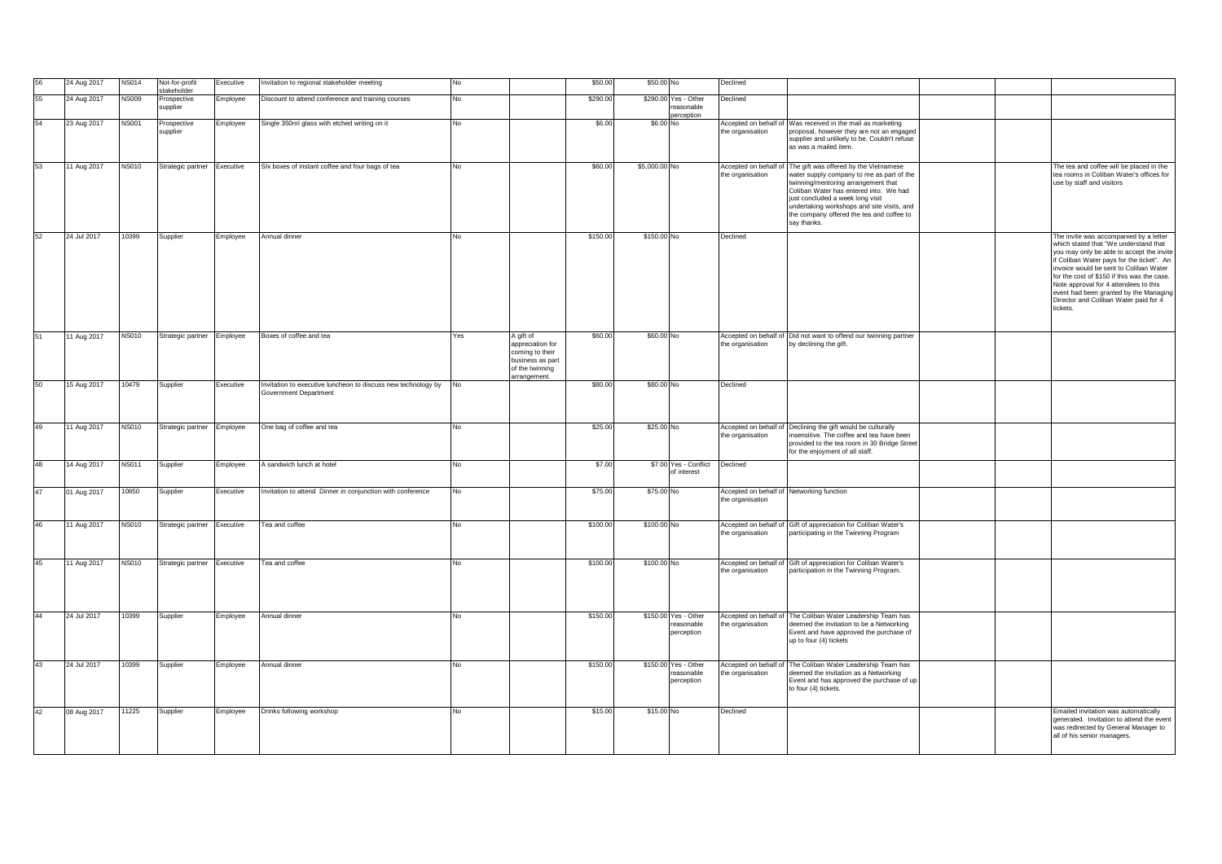| | | | | | | | | | | | | | | | |
|---|---|---|---|---|---|---|---|---|---|---|---|---|---|---|---|
| 56 | 24 Aug 2017 | NS014 | Not-for-profit stakeholder | Executive | Invitation to regional stakeholder meeting | No | | $50.00 | $50.00 | No | Declined | | | | |
| 55 | 24 Aug 2017 | NS009 | Prospective supplier | Employee | Discount to attend conference and training courses | No | | $290.00 | $290.00 | Yes - Other reasonable perception | Declined | | | | |
| 54 | 23 Aug 2017 | NS001 | Prospective supplier | Employee | Single 350ml glass with etched writing on it | No | | $6.00 | $6.00 | No | Accepted on behalf of the organisation | Was received in the mail as marketing proposal, however they are not an engaged supplier and unlikely to be. Couldn't refuse as was a mailed item. | | | |
| 53 | 11 Aug 2017 | NS010 | Strategic partner | Executive | SIx boxes of instant coffee and four bags of tea | No | | $60.00 | $5,000.00 | No | Accepted on behalf of the organisation | The gift was offered by the Vietnamese water supply company to me as part of the twinning/mentoring arrangement that Coliban Water has entered into. We had just concluded a week long visit undertaking workshops and site visits, and the company offered the tea and coffee to say thanks. | | | The tea and coffee will be placed in the tea rooms in Coliban Water's offices for use by staff and visitors |
| 52 | 24 Jul 2017 | 10399 | Supplier | Employee | Annual dinner | No | | $150.00 | $150.00 | No | Declined | | | | The invite was accompanied by a letter which stated that "We understand that you may only be able to accept the invite if Coliban Water pays for the ticket". An invoice would be sent to Coliban Water for the cost of $150 if this was the case. Note approval for 4 attendees to this event had been granted by the Managing Director and Coliban Water paid for 4 tickets. |
| 51 | 11 Aug 2017 | NS010 | Strategic partner | Employee | Boxes of coffee and tea | Yes | A gift of appreciation for coming to their business as part of the twinning arrangement. | $60.00 | $60.00 | No | Accepted on behalf of the organisation | Did not want to offend our twinning partner by declining the gift. | | | |
| 50 | 15 Aug 2017 | 10479 | Supplier | Executive | Invitation to executive luncheon to discuss new technology by Government Department | No | | $80.00 | $80.00 | No | Declined | | | | |
| 49 | 11 Aug 2017 | NS010 | Strategic partner | Employee | One bag of coffee and tea | No | | $25.00 | $25.00 | No | Accepted on behalf of the organisation | Declining the gift would be culturally insensitive. The coffee and tea have been provided to the tea room in 30 Bridge Street for the enjoyment of all staff. | | | |
| 48 | 14 Aug 2017 | NS011 | Supplier | Employee | A sandwich lunch at hotel | No | | $7.00 | $7.00 | Yes - Conflict of interest | Declined | | | | |
| 47 | 01 Aug 2017 | 10850 | Supplier | Executive | Invitation to attend Dinner in conjunction with conference | No | | $75.00 | $75.00 | No | Accepted on behalf of the organisation | Networking function | | | |
| 46 | 11 Aug 2017 | NS010 | Strategic partner | Executive | Tea and coffee | No | | $100.00 | $100.00 | No | Accepted on behalf of the organisation | Gift of appreciation for Coliban Water's participating in the Twinning Program | | | |
| 45 | 11 Aug 2017 | NS010 | Strategic partner | Executive | Tea and coffee | No | | $100.00 | $100.00 | No | Accepted on behalf of the organisation | Gift of appreciation for Coliban Water's participation in the Twinning Program. | | | |
| 44 | 24 Jul 2017 | 10399 | Supplier | Employee | Annual dinner | No | | $150.00 | $150.00 | Yes - Other reasonable perception | Accepted on behalf of the organisation | The Coliban Water Leadership Team has deemed the invitation to be a Networking Event and have approved the purchase of up to four (4) tickets | | | |
| 43 | 24 Jul 2017 | 10399 | Supplier | Employee | Annual dinner | No | | $150.00 | $150.00 | Yes - Other reasonable perception | Accepted on behalf of the organisation | The Coliban Water Leadership Team has deemed the invitation as a Networking Event and has approved the purchase of up to four (4) tickets. | | | |
| 42 | 08 Aug 2017 | 11225 | Supplier | Employee | Drinks following workshop | No | | $15.00 | $15.00 | No | Declined | | | | Emailed invitation was automatically generated. Invitation to attend the event was redirected by General Manager to all of his senior managers. |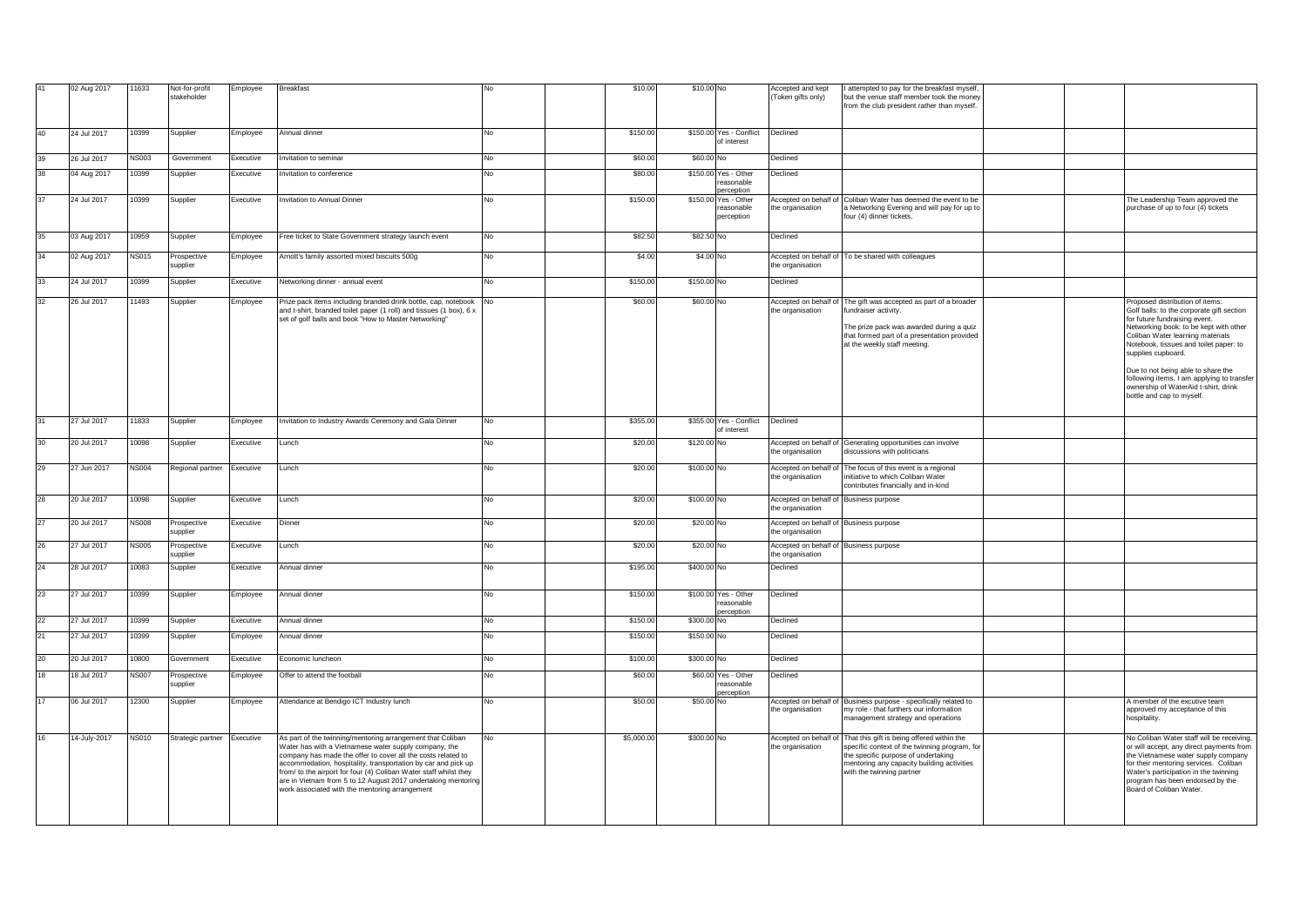| | | | | | | | | | | | | | | | |
|---|---|---|---|---|---|---|---|---|---|---|---|---|---|---|---|
| 41 | 02 Aug 2017 | 11633 | Not-for-profit stakeholder | Employee | Breakfast | No | | $10.00 | $10.00 | No | Accepted and kept (Token gifts only) | I attempted to pay for the breakfast myself, but the venue staff member took the money from the club president rather than myself. | | | |
| 40 | 24 Jul 2017 | 10399 | Supplier | Employee | Annual dinner | No | | $150.00 | $150.00 | Yes - Conflict of interest | Declined | | | | |
| 39 | 26 Jul 2017 | NS003 | Government | Executive | Invitation to seminar | No | | $60.00 | $60.00 | No | Declined | | | | |
| 38 | 04 Aug 2017 | 10399 | Supplier | Executive | Invitation to conference | No | | $80.00 | $150.00 | Yes - Other reasonable perception | Declined | | | | |
| 37 | 24 Jul 2017 | 10399 | Supplier | Executive | Invitation to Annual Dinner | No | | $150.00 | $150.00 | Yes - Other reasonable perception | Accepted on behalf of the organisation | Coliban Water has deemed the event to be a Networking Evening and will pay for up to four (4) dinner tickets. | | | The Leadership Team approved the purchase of up to four (4) tickets |
| 35 | 03 Aug 2017 | 10959 | Supplier | Employee | Free ticket to State Government strategy launch event | No | | $82.50 | $82.50 | No | Declined | | | | |
| 34 | 02 Aug 2017 | NS015 | Prospective supplier | Employee | Arnott's family assorted mixed biscuits 500g | No | | $4.00 | $4.00 | No | Accepted on behalf of the organisation | To be shared with colleagues | | | |
| 33 | 24 Jul 2017 | 10399 | Supplier | Executive | Networking dinner - annual event | No | | $150.00 | $150.00 | No | Declined | | | | |
| 32 | 26 Jul 2017 | 11493 | Supplier | Employee | Prize pack items including branded drink bottle, cap, notebook and t-shirt, branded toilet paper (1 roll) and tissues (1 box), 6 x set of golf balls and book "How to Master Networking" | No | | $60.00 | $60.00 | No | Accepted on behalf of the organisation | The gift was accepted as part of a broader fundraiser activity. The prize pack was awarded during a quiz that formed part of a presentation provided at the weekly staff meeting. | | | Proposed distribution of items: Golf balls: to the corporate gift section for future fundraising event. Networking book: to be kept with other Coliban Water learning materials Notebook, tissues and toilet paper: to supplies cupboard. Due to not being able to share the following items, I am applying to transfer ownership of WaterAid t-shirt, drink bottle and cap to myself. |
| 31 | 27 Jul 2017 | 11833 | Supplier | Employee | Invitation to Industry Awards Ceremony and Gala Dinner | No | | $355.00 | $355.00 | Yes - Conflict of interest | Declined | | | | |
| 30 | 20 Jul 2017 | 10098 | Supplier | Executive | Lunch | No | | $20.00 | $120.00 | No | Accepted on behalf of the organisation | Generating opportunities can involve discussions with politicians | | | |
| 29 | 27 Jun 2017 | NS004 | Regional partner | Executive | Lunch | No | | $20.00 | $100.00 | No | Accepted on behalf of the organisation | The focus of this event is a regional initiative to which Coliban Water contributes financially and in-kind | | | |
| 28 | 20 Jul 2017 | 10098 | Supplier | Executive | Lunch | No | | $20.00 | $100.00 | No | Accepted on behalf of the organisation | Business purpose | | | |
| 27 | 20 Jul 2017 | NS008 | Prospective supplier | Executive | Dinner | No | | $20.00 | $20.00 | No | Accepted on behalf of the organisation | Business purpose | | | |
| 26 | 27 Jul 2017 | NS005 | Prospective supplier | Executive | Lunch | No | | $20.00 | $20.00 | No | Accepted on behalf of the organisation | Business purpose | | | |
| 24 | 28 Jul 2017 | 10083 | Supplier | Executive | Annual dinner | No | | $195.00 | $400.00 | No | Declined | | | | |
| 23 | 27 Jul 2017 | 10399 | Supplier | Employee | Annual dinner | No | | $150.00 | $100.00 | Yes - Other reasonable perception | Declined | | | | |
| 22 | 27 Jul 2017 | 10399 | Supplier | Executive | Annual dinner | No | | $150.00 | $300.00 | No | Declined | | | | |
| 21 | 27 Jul 2017 | 10399 | Supplier | Employee | Annual dinner | No | | $150.00 | $150.00 | No | Declined | | | | |
| 20 | 20 Jul 2017 | 10800 | Government | Executive | Economic luncheon | No | | $100.00 | $300.00 | No | Declined | | | | |
| 18 | 18 Jul 2017 | NS007 | Prospective supplier | Employee | Offer to attend the football | No | | $60.00 | $60.00 | Yes - Other reasonable perception | Declined | | | | |
| 17 | 06 Jul 2017 | 12300 | Supplier | Employee | Attendance at Bendigo ICT Industry lunch | No | | $50.00 | $50.00 | No | Accepted on behalf of the organisation | Business purpose - specifically related to my role - that furthers our information management strategy and operations | | | A member of the excutive team approved my acceptance of this hospitality. |
| 16 | 14-July-2017 | NS010 | Strategic partner | Executive | As part of the twinning/mentoring arrangement that Coliban Water has with a Vietnamese water supply company, the company has made the offer to cover all the costs related to accommodation, hospitality, transportation by car and pick up from/ to the airport for four (4) Coliban Water staff whilst they are in Vietnam from 5 to 12 August 2017 undertaking mentoring work associated with the mentoring arrangement | No | | $5,000.00 | $300.00 | No | Accepted on behalf of the organisation | That this gift is being offered within the specific context of the twinning program, for the specific purpose of undertaking mentoring any capacity building activities with the twinning partner | | | No Coliban Water staff will be receiving, or will accept, any direct payments from the Vietnamese water supply company for their mentoring services. Coliban Water's participation in the twinning program has been endorsed by the Board of Coliban Water. |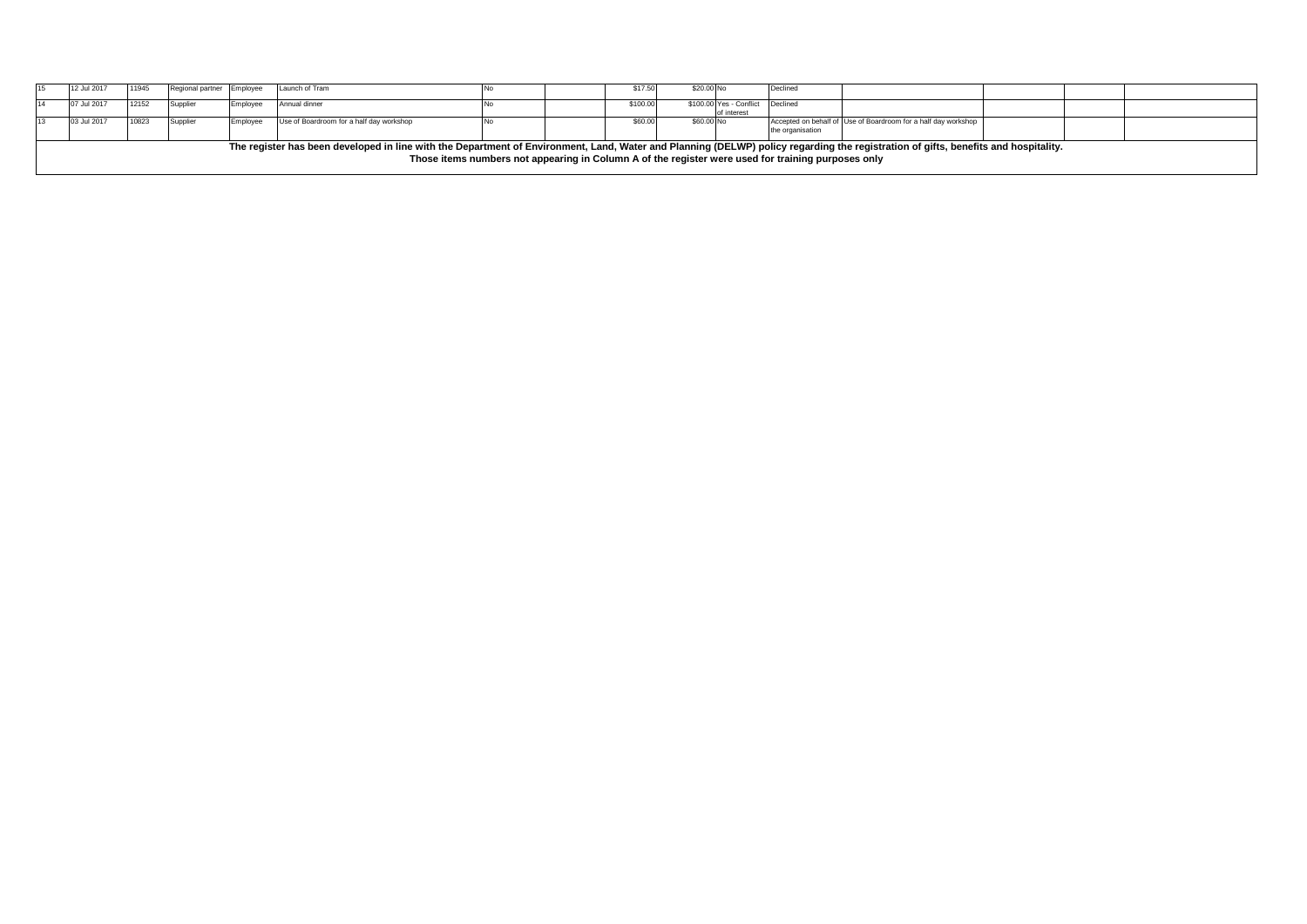| | | | | | | | | | | | | | | | |
|---|---|---|---|---|---|---|---|---|---|---|---|---|---|---|---|
| 15 | 12 Jul 2017 | 11945 | Regional partner | Employee | Launch of Tram | No | | $17.50 | $20.00 | No | Declined | | | | |
| 14 | 07 Jul 2017 | 12152 | Supplier | Employee | Annual dinner | No | | $100.00 | $100.00 | Yes - Conflict of interest | Declined | | | | |
| 13 | 03 Jul 2017 | 10823 | Supplier | Employee | Use of Boardroom for a half day workshop | No | | $60.00 | $60.00 | No | Accepted on behalf of the organisation | Use of Boardroom for a half day workshop | | | |

**The register has been developed in line with the Department of Environment, Land, Water and Planning (DELWP) policy regarding the registration of gifts, benefits and hospitality.**

**Those items numbers not appearing in Column A of the register were used for training purposes only**